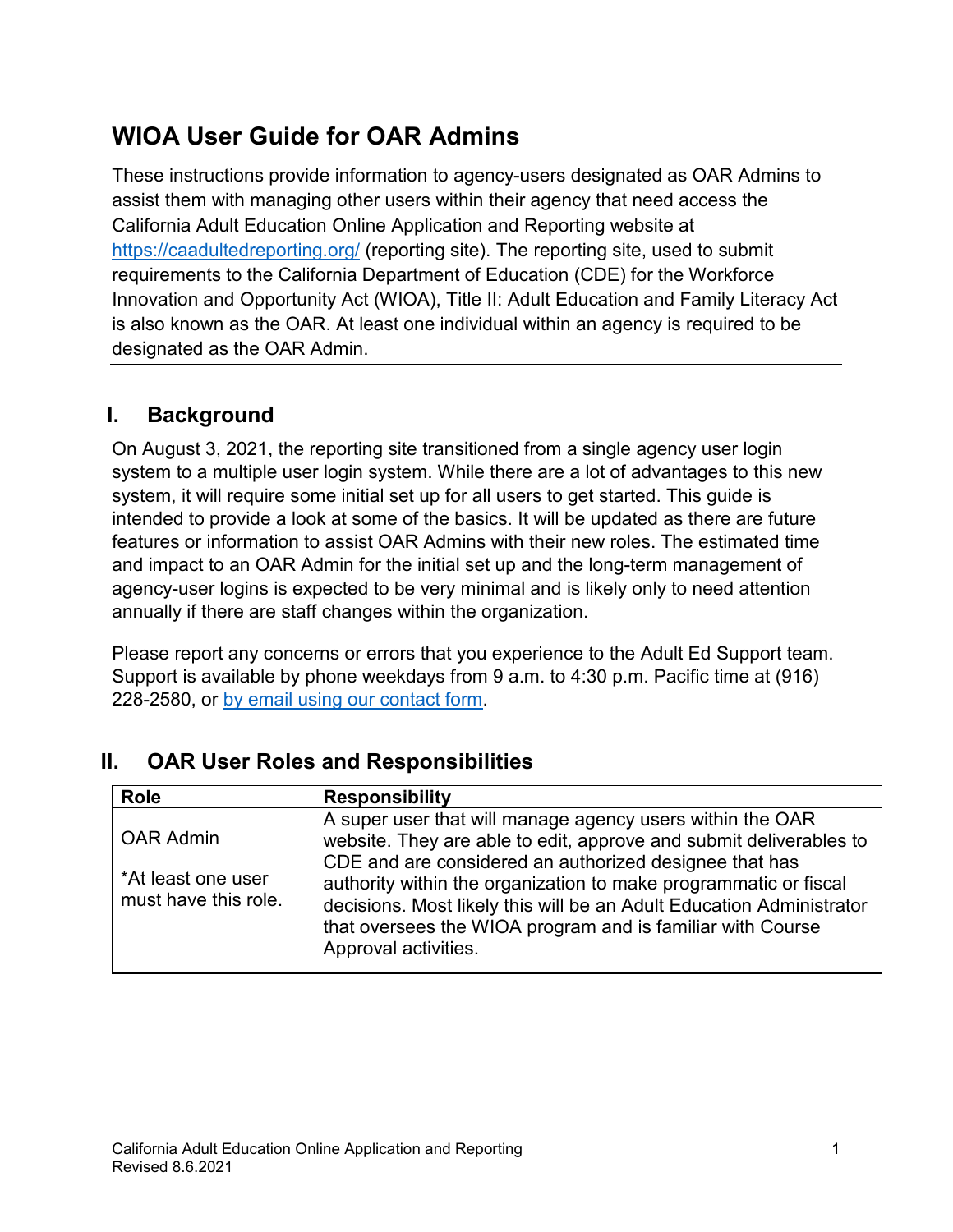# WIOA User Guide for OAR Admins

These instructions provide information to agency-users designated as OAR Admins to assist them with managing other users within their agency that need access the California Adult Education Online Application and Reporting website at [https://caadultedreporting.org/](https://caadultedreporting.org/) (reporting site). The reporting site, used to submit requirements to the California Department of Education (CDE) for the Workforce Innovation and Opportunity Act (WIOA), Title II: Adult Education and Family Literacy Act is also known as the OAR. At least one individual within an agency is required to be designated as the OAR Admin.

---

## I. Background

On August 3, 2021, the reporting site transitioned from a single agency user login system to a multiple user login system. While there are a lot of advantages to this new system, it will require some initial set up for all users to get started. This guide is intended to provide a look at some of the basics. It will be updated as there are future features or information to assist OAR Admins with their new roles. The estimated time and impact to an OAR Admin for the initial set up and the long-term management of agency-user logins is expected to be very minimal and is likely only to need attention annually if there are staff changes within the organization.

Please report any concerns or errors that you experience to the Adult Ed Support team. Support is available by phone weekdays from 9 a.m. to 4:30 p.m. Pacific time at (916) 228-2580, or [by email using our contact form](by email using our contact form).

## II. OAR User Roles and Responsibilities

| Role | Responsibility |
|---|---|
| OAR Admin<br><br>*At least one user must have this role. | A super user that will manage agency users within the OAR website. They are able to edit, approve and submit deliverables to CDE and are considered an authorized designee that has authority within the organization to make programmatic or fiscal decisions. Most likely this will be an Adult Education Administrator that oversees the WIOA program and is familiar with Course Approval activities. |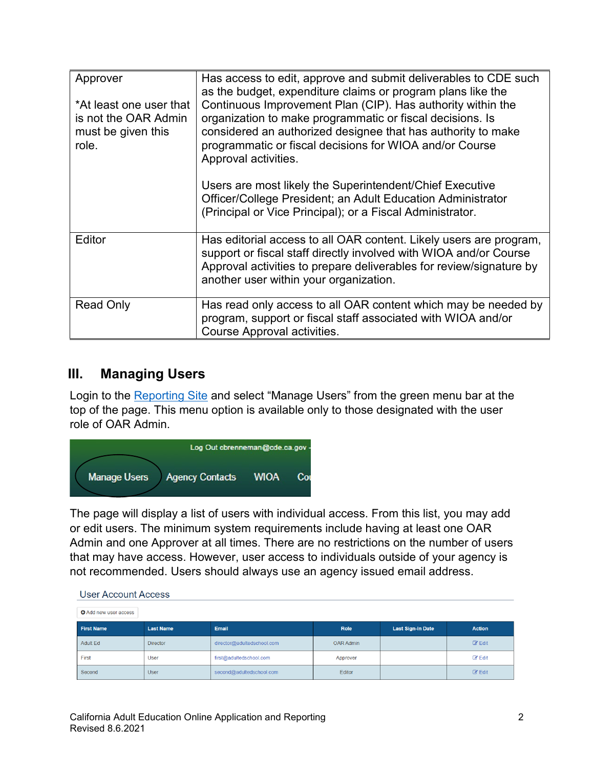| Approver<br><br>*At least one user that is not the OAR Admin must be given this role. | Has access to edit, approve and submit deliverables to CDE such as the budget, expenditure claims or program plans like the Continuous Improvement Plan (CIP). Has authority within the organization to make programmatic or fiscal decisions. Is considered an authorized designee that has authority to make programmatic or fiscal decisions for WIOA and/or Course Approval activities.<br><br>Users are most likely the Superintendent/Chief Executive Officer/College President; an Adult Education Administrator (Principal or Vice Principal); or a Fiscal Administrator. |
|---|---|
| Editor | Has editorial access to all OAR content. Likely users are program, support or fiscal staff directly involved with WIOA and/or Course Approval activities to prepare deliverables for review/signature by another user within your organization. |
| Read Only | Has read only access to all OAR content which may be needed by program, support or fiscal staff associated with WIOA and/or Course Approval activities. |

## III. Managing Users

Login to the Reporting Site and select "Manage Users" from the green menu bar at the top of the page. This menu option is available only to those designated with the user role of OAR Admin.

Log Out cbrenneman@cde.ca.gov

Manage Users | Agency Contacts | WIOA | Co

The page will display a list of users with individual access. From this list, you may add or edit users. The minimum system requirements include having at least one OAR Admin and one Approver at all times. There are no restrictions on the number of users that may have access. However, user access to individuals outside of your agency is not recommended. Users should always use an agency issued email address.

User Account Access

Add new user access

| First Name | Last Name | Email | Role | Last Sign-In Date | Action |
|---|---|---|---|---|---|
| Adult Ed | Director | director@adultedschool.com | OAR Admin | | Edit |
| First | User | first@adultedschool.com | Approver | | Edit |
| Second | User | second@adultedschool.com | Editor | | Edit |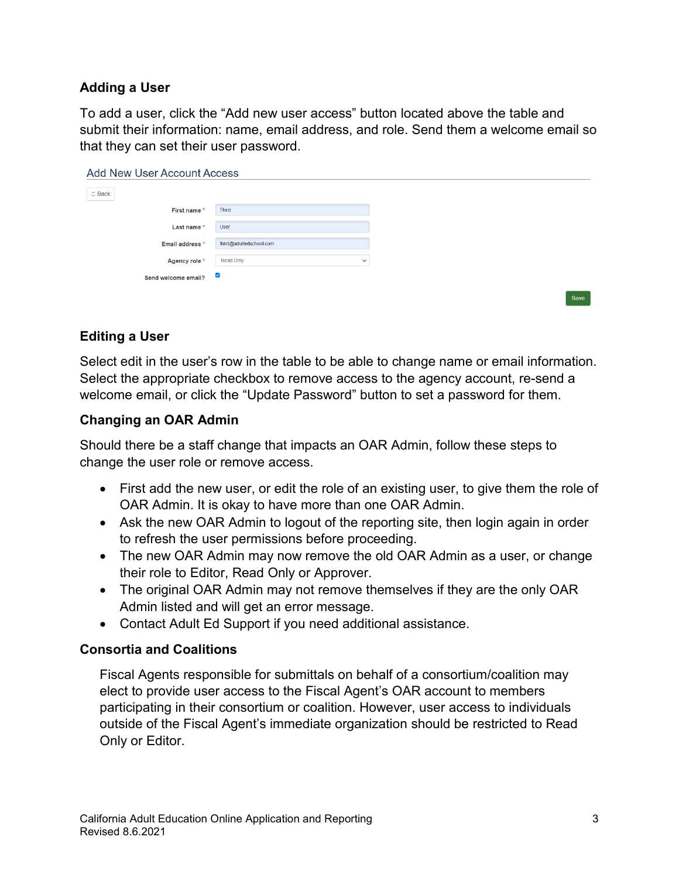### Adding a User

To add a user, click the “Add new user access” button located above the table and submit their information: name, email address, and role. Send them a welcome email so that they can set their user password.

Add New User Account Access

Back

| Field | Value |
| --- | --- |
| First name * | Third |
| Last name * | User |
| Email address * | third@adultedschool.com |
| Agency role * | Read Only |
| Send welcome email? | ☑ |

Save

### Editing a User

Select edit in the user’s row in the table to be able to change name or email information. Select the appropriate checkbox to remove access to the agency account, re-send a welcome email, or click the “Update Password” button to set a password for them.

### Changing an OAR Admin

Should there be a staff change that impacts an OAR Admin, follow these steps to change the user role or remove access.

- First add the new user, or edit the role of an existing user, to give them the role of OAR Admin. It is okay to have more than one OAR Admin.
- Ask the new OAR Admin to logout of the reporting site, then login again in order to refresh the user permissions before proceeding.
- The new OAR Admin may now remove the old OAR Admin as a user, or change their role to Editor, Read Only or Approver.
- The original OAR Admin may not remove themselves if they are the only OAR Admin listed and will get an error message.
- Contact Adult Ed Support if you need additional assistance.

### Consortia and Coalitions

Fiscal Agents responsible for submittals on behalf of a consortium/coalition may elect to provide user access to the Fiscal Agent’s OAR account to members participating in their consortium or coalition. However, user access to individuals outside of the Fiscal Agent’s immediate organization should be restricted to Read Only or Editor.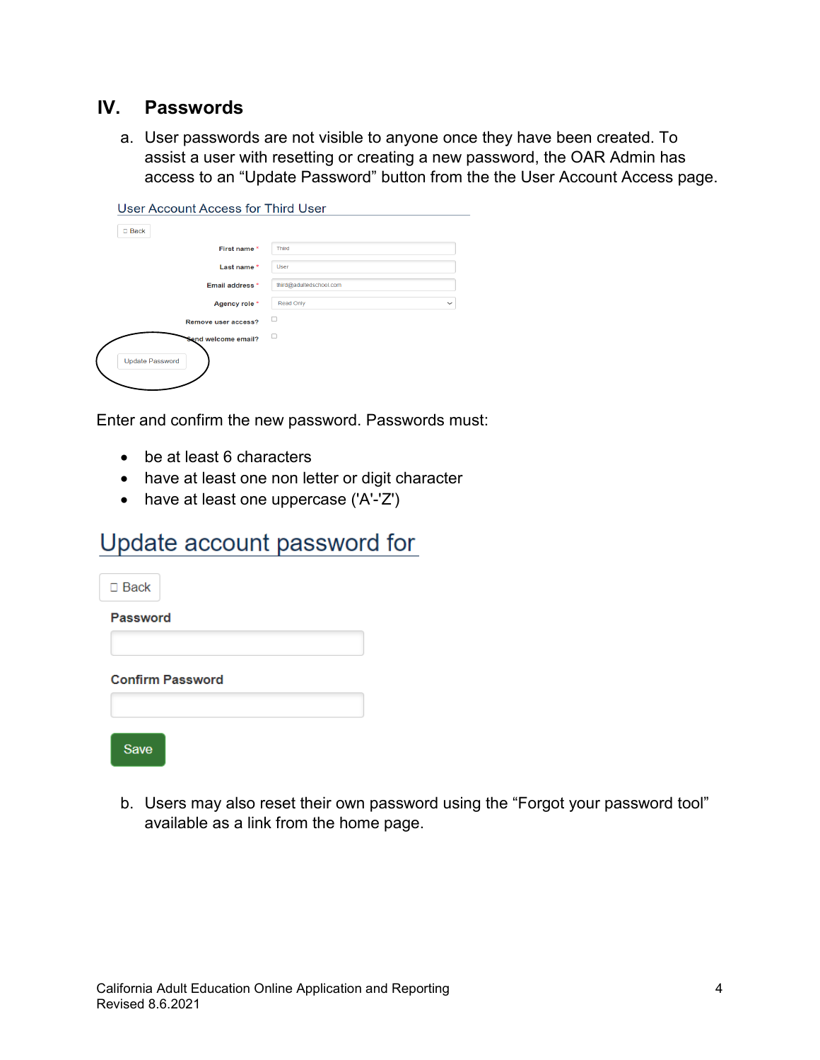## IV. Passwords

a. User passwords are not visible to anyone once they have been created. To assist a user with resetting or creating a new password, the OAR Admin has access to an "Update Password" button from the the User Account Access page.

User Account Access for Third User

Back

First name * Third

Last name * User

Email address * third@adultedschool.com

Agency role * Read Only

Remove user access?

Send welcome email?

Update Password

Enter and confirm the new password. Passwords must:

- be at least 6 characters
- have at least one non letter or digit character
- have at least one uppercase ('A'-'Z')

Update account password for

Back

Password

Confirm Password

Save

b. Users may also reset their own password using the "Forgot your password tool" available as a link from the home page.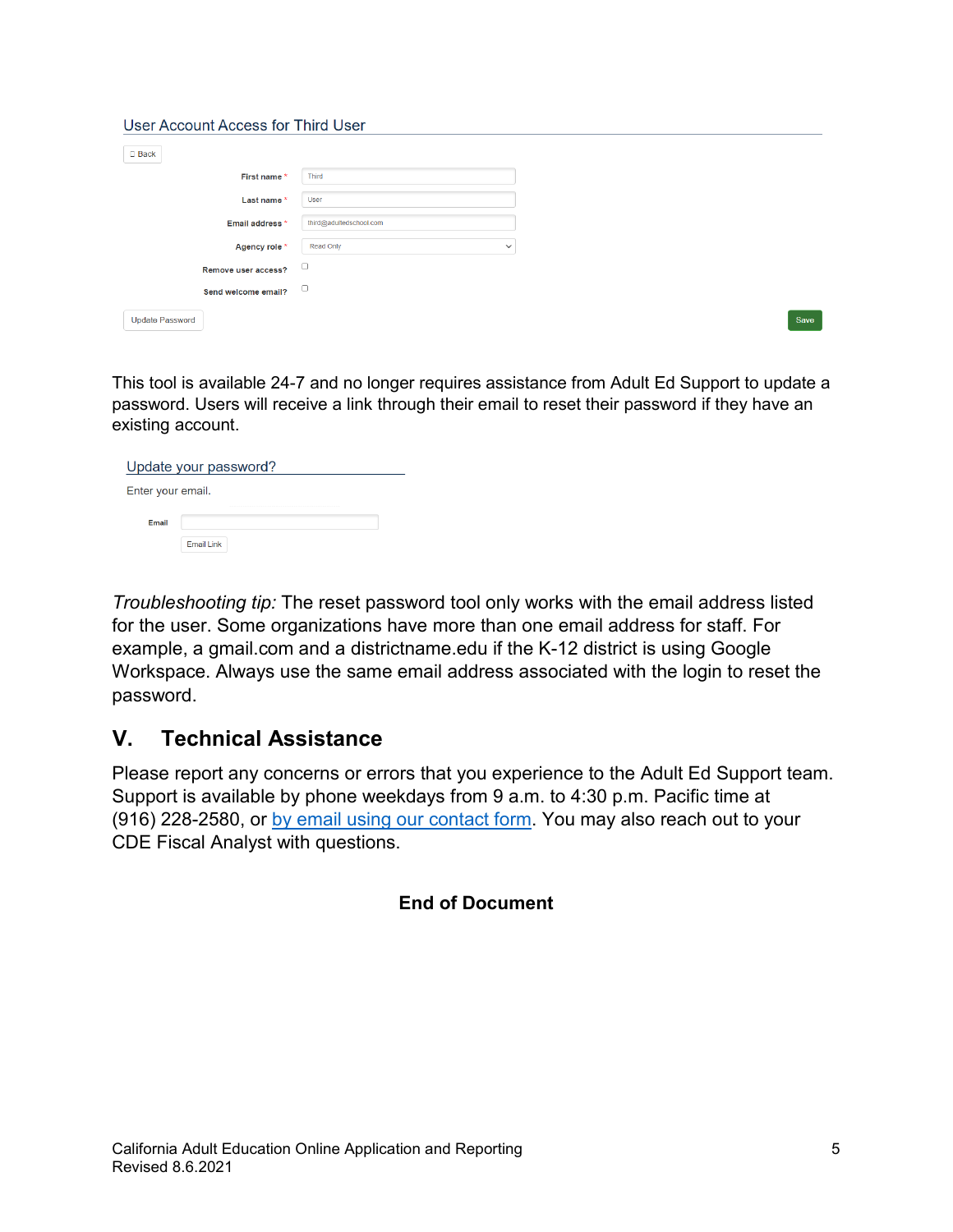User Account Access for Third User

Back

First name * Third

Last name * User

Email address * third@adultedschool.com

Agency role * Read Only

Remove user access?

Send welcome email?

Update Password

Save

This tool is available 24-7 and no longer requires assistance from Adult Ed Support to update a password. Users will receive a link through their email to reset their password if they have an existing account.

Update your password?

Enter your email.

Email

Email Link

*Troubleshooting tip:* The reset password tool only works with the email address listed for the user. Some organizations have more than one email address for staff. For example, a gmail.com and a districtname.edu if the K-12 district is using Google Workspace. Always use the same email address associated with the login to reset the password.

## V. Technical Assistance

Please report any concerns or errors that you experience to the Adult Ed Support team. Support is available by phone weekdays from 9 a.m. to 4:30 p.m. Pacific time at (916) 228-2580, or by email using our contact form. You may also reach out to your CDE Fiscal Analyst with questions.

**End of Document**